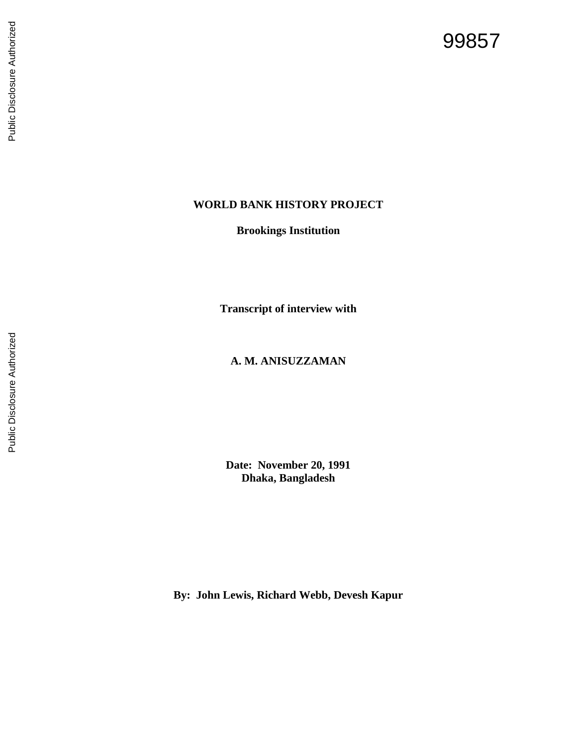99857

**WORLD BANK HISTORY PROJECT**

**Brookings Institution**

**Transcript of interview with**

**A. M. ANISUZZAMAN**

**Date: November 20, 1991**
**Dhaka, Bangladesh**

**By: John Lewis, Richard Webb, Devesh Kapur**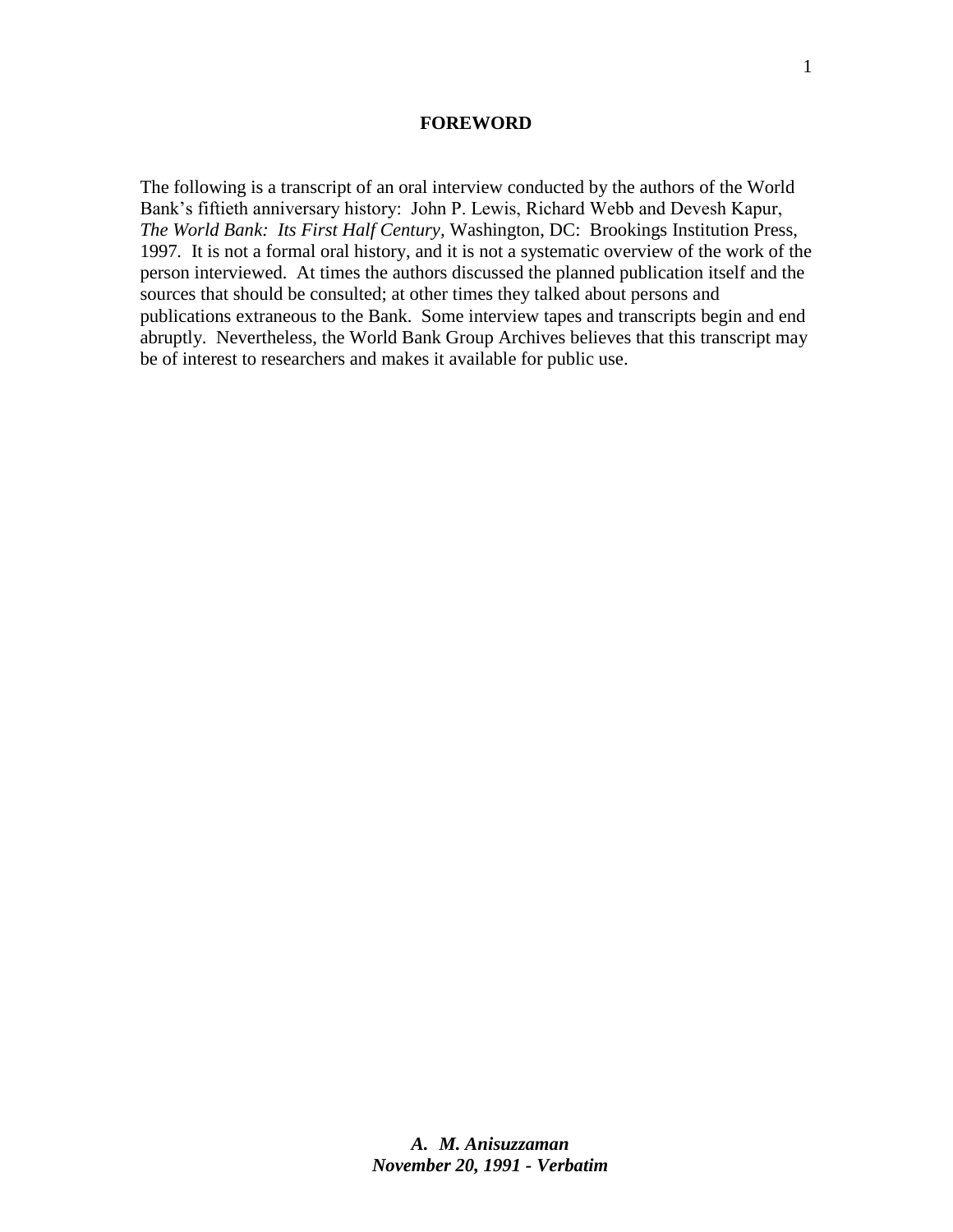**FOREWORD**

The following is a transcript of an oral interview conducted by the authors of the World Bank's fiftieth anniversary history: John P. Lewis, Richard Webb and Devesh Kapur, *The World Bank: Its First Half Century*, Washington, DC: Brookings Institution Press, 1997. It is not a formal oral history, and it is not a systematic overview of the work of the person interviewed. At times the authors discussed the planned publication itself and the sources that should be consulted; at other times they talked about persons and publications extraneous to the Bank. Some interview tapes and transcripts begin and end abruptly. Nevertheless, the World Bank Group Archives believes that this transcript may be of interest to researchers and makes it available for public use.

***A. M. Anisuzzaman***
***November 20, 1991 - Verbatim***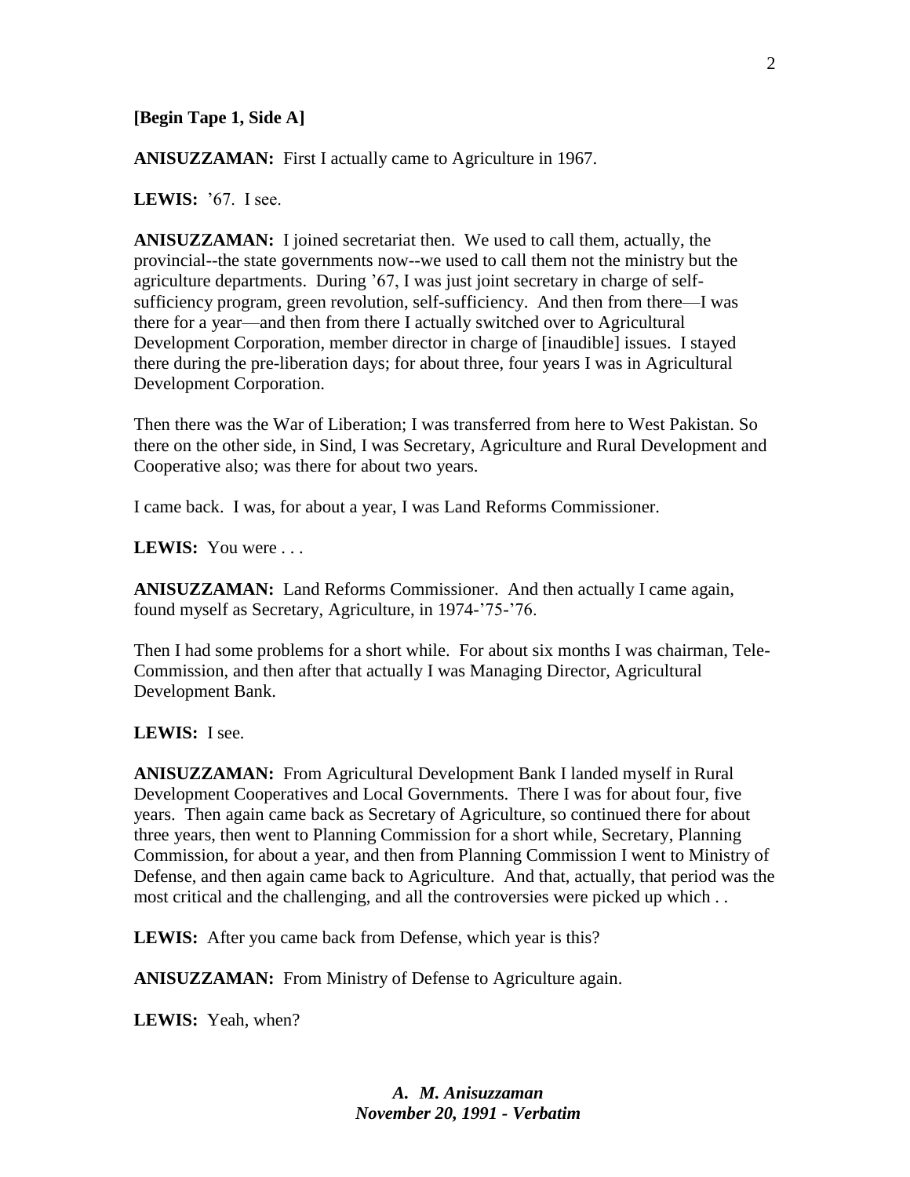**[Begin Tape 1, Side A]**

**ANISUZZAMAN:** First I actually came to Agriculture in 1967.

**LEWIS:** '67. I see.

**ANISUZZAMAN:** I joined secretariat then. We used to call them, actually, the provincial--the state governments now--we used to call them not the ministry but the agriculture departments. During '67, I was just joint secretary in charge of self-sufficiency program, green revolution, self-sufficiency. And then from there—I was there for a year—and then from there I actually switched over to Agricultural Development Corporation, member director in charge of [inaudible] issues. I stayed there during the pre-liberation days; for about three, four years I was in Agricultural Development Corporation.

Then there was the War of Liberation; I was transferred from here to West Pakistan. So there on the other side, in Sind, I was Secretary, Agriculture and Rural Development and Cooperative also; was there for about two years.

I came back. I was, for about a year, I was Land Reforms Commissioner.

**LEWIS:** You were . . .

**ANISUZZAMAN:** Land Reforms Commissioner. And then actually I came again, found myself as Secretary, Agriculture, in 1974-'75-'76.

Then I had some problems for a short while. For about six months I was chairman, Tele-Commission, and then after that actually I was Managing Director, Agricultural Development Bank.

**LEWIS:** I see.

**ANISUZZAMAN:** From Agricultural Development Bank I landed myself in Rural Development Cooperatives and Local Governments. There I was for about four, five years. Then again came back as Secretary of Agriculture, so continued there for about three years, then went to Planning Commission for a short while, Secretary, Planning Commission, for about a year, and then from Planning Commission I went to Ministry of Defense, and then again came back to Agriculture. And that, actually, that period was the most critical and the challenging, and all the controversies were picked up which . .

**LEWIS:** After you came back from Defense, which year is this?

**ANISUZZAMAN:** From Ministry of Defense to Agriculture again.

**LEWIS:** Yeah, when?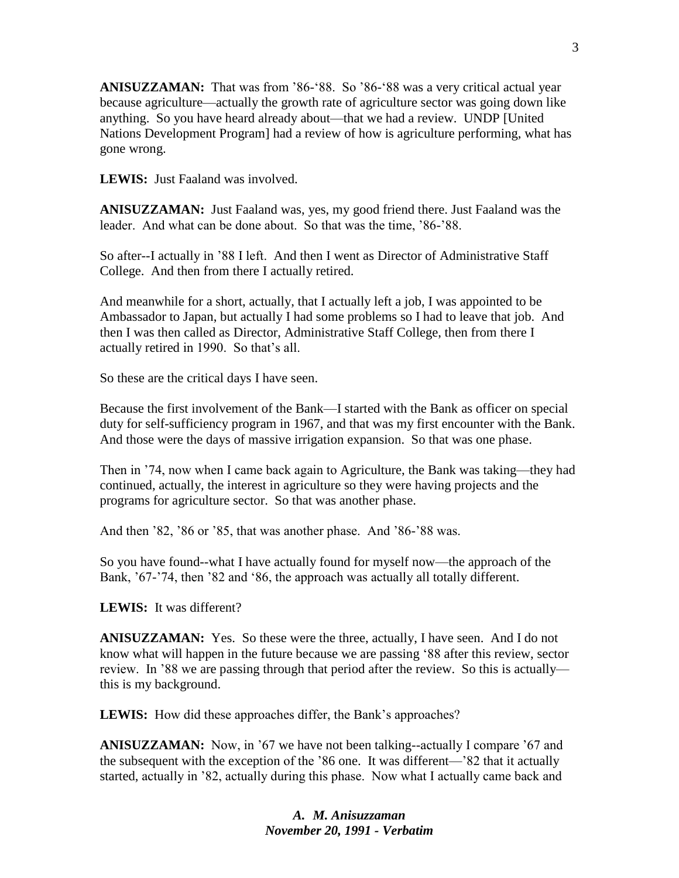**ANISUZZAMAN:** That was from ’86-‘88. So ’86-‘88 was a very critical actual year because agriculture—actually the growth rate of agriculture sector was going down like anything. So you have heard already about—that we had a review. UNDP [United Nations Development Program] had a review of how is agriculture performing, what has gone wrong.

**LEWIS:** Just Faaland was involved.

**ANISUZZAMAN:** Just Faaland was, yes, my good friend there. Just Faaland was the leader. And what can be done about. So that was the time, ’86-’88.

So after--I actually in ’88 I left. And then I went as Director of Administrative Staff College. And then from there I actually retired.

And meanwhile for a short, actually, that I actually left a job, I was appointed to be Ambassador to Japan, but actually I had some problems so I had to leave that job. And then I was then called as Director, Administrative Staff College, then from there I actually retired in 1990. So that’s all.

So these are the critical days I have seen.

Because the first involvement of the Bank—I started with the Bank as officer on special duty for self-sufficiency program in 1967, and that was my first encounter with the Bank. And those were the days of massive irrigation expansion. So that was one phase.

Then in ’74, now when I came back again to Agriculture, the Bank was taking—they had continued, actually, the interest in agriculture so they were having projects and the programs for agriculture sector. So that was another phase.

And then ’82, ’86 or ’85, that was another phase. And ’86-’88 was.

So you have found--what I have actually found for myself now—the approach of the Bank, ’67-’74, then ’82 and ‘86, the approach was actually all totally different.

**LEWIS:** It was different?

**ANISUZZAMAN:** Yes. So these were the three, actually, I have seen. And I do not know what will happen in the future because we are passing ‘88 after this review, sector review. In ’88 we are passing through that period after the review. So this is actually—this is my background.

**LEWIS:** How did these approaches differ, the Bank’s approaches?

**ANISUZZAMAN:** Now, in ’67 we have not been talking--actually I compare ’67 and the subsequent with the exception of the ’86 one. It was different—’82 that it actually started, actually in ’82, actually during this phase. Now what I actually came back and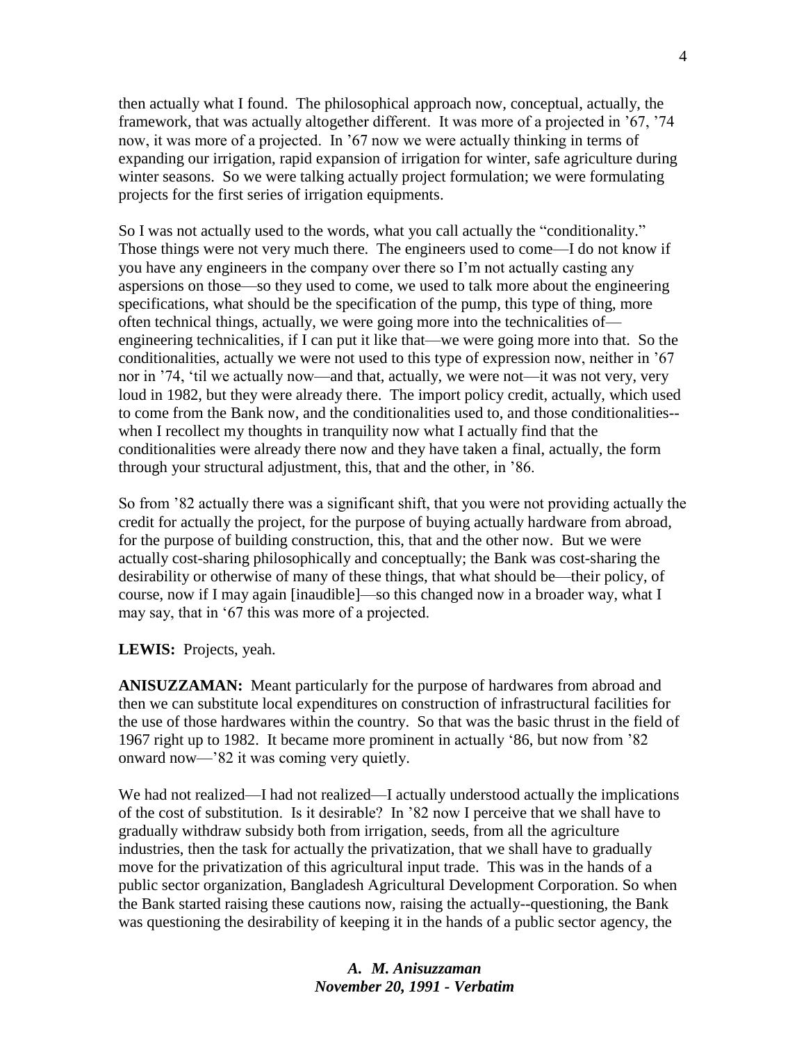then actually what I found. The philosophical approach now, conceptual, actually, the framework, that was actually altogether different. It was more of a projected in '67, '74 now, it was more of a projected. In '67 now we were actually thinking in terms of expanding our irrigation, rapid expansion of irrigation for winter, safe agriculture during winter seasons. So we were talking actually project formulation; we were formulating projects for the first series of irrigation equipments.

So I was not actually used to the words, what you call actually the "conditionality." Those things were not very much there. The engineers used to come—I do not know if you have any engineers in the company over there so I'm not actually casting any aspersions on those—so they used to come, we used to talk more about the engineering specifications, what should be the specification of the pump, this type of thing, more often technical things, actually, we were going more into the technicalities of—engineering technicalities, if I can put it like that—we were going more into that. So the conditionalities, actually we were not used to this type of expression now, neither in '67 nor in '74, 'til we actually now—and that, actually, we were not—it was not very, very loud in 1982, but they were already there. The import policy credit, actually, which used to come from the Bank now, and the conditionalities used to, and those conditionalities--when I recollect my thoughts in tranquility now what I actually find that the conditionalities were already there now and they have taken a final, actually, the form through your structural adjustment, this, that and the other, in '86.

So from '82 actually there was a significant shift, that you were not providing actually the credit for actually the project, for the purpose of buying actually hardware from abroad, for the purpose of building construction, this, that and the other now. But we were actually cost-sharing philosophically and conceptually; the Bank was cost-sharing the desirability or otherwise of many of these things, that what should be—their policy, of course, now if I may again [inaudible]—so this changed now in a broader way, what I may say, that in '67 this was more of a projected.

**LEWIS:** Projects, yeah.

**ANISUZZAMAN:** Meant particularly for the purpose of hardwares from abroad and then we can substitute local expenditures on construction of infrastructural facilities for the use of those hardwares within the country. So that was the basic thrust in the field of 1967 right up to 1982. It became more prominent in actually '86, but now from '82 onward now—'82 it was coming very quietly.

We had not realized—I had not realized—I actually understood actually the implications of the cost of substitution. Is it desirable? In '82 now I perceive that we shall have to gradually withdraw subsidy both from irrigation, seeds, from all the agriculture industries, then the task for actually the privatization, that we shall have to gradually move for the privatization of this agricultural input trade. This was in the hands of a public sector organization, Bangladesh Agricultural Development Corporation. So when the Bank started raising these cautions now, raising the actually--questioning, the Bank was questioning the desirability of keeping it in the hands of a public sector agency, the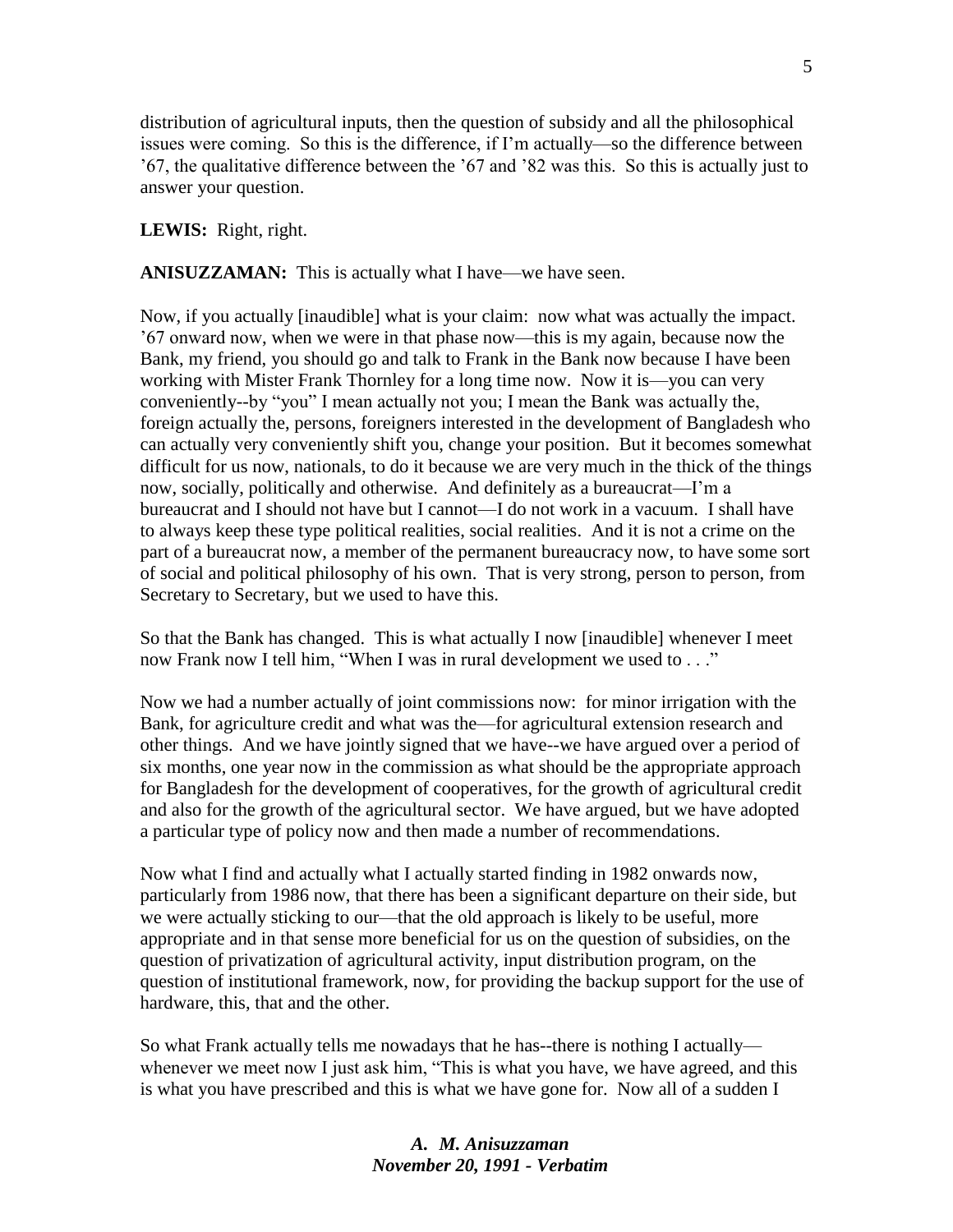distribution of agricultural inputs, then the question of subsidy and all the philosophical issues were coming. So this is the difference, if I'm actually—so the difference between '67, the qualitative difference between the '67 and '82 was this. So this is actually just to answer your question.

**LEWIS:** Right, right.

**ANISUZZAMAN:** This is actually what I have—we have seen.

Now, if you actually [inaudible] what is your claim: now what was actually the impact. '67 onward now, when we were in that phase now—this is my again, because now the Bank, my friend, you should go and talk to Frank in the Bank now because I have been working with Mister Frank Thornley for a long time now. Now it is—you can very conveniently--by "you" I mean actually not you; I mean the Bank was actually the, foreign actually the, persons, foreigners interested in the development of Bangladesh who can actually very conveniently shift you, change your position. But it becomes somewhat difficult for us now, nationals, to do it because we are very much in the thick of the things now, socially, politically and otherwise. And definitely as a bureaucrat—I'm a bureaucrat and I should not have but I cannot—I do not work in a vacuum. I shall have to always keep these type political realities, social realities. And it is not a crime on the part of a bureaucrat now, a member of the permanent bureaucracy now, to have some sort of social and political philosophy of his own. That is very strong, person to person, from Secretary to Secretary, but we used to have this.

So that the Bank has changed. This is what actually I now [inaudible] whenever I meet now Frank now I tell him, "When I was in rural development we used to . . ."

Now we had a number actually of joint commissions now: for minor irrigation with the Bank, for agriculture credit and what was the—for agricultural extension research and other things. And we have jointly signed that we have--we have argued over a period of six months, one year now in the commission as what should be the appropriate approach for Bangladesh for the development of cooperatives, for the growth of agricultural credit and also for the growth of the agricultural sector. We have argued, but we have adopted a particular type of policy now and then made a number of recommendations.

Now what I find and actually what I actually started finding in 1982 onwards now, particularly from 1986 now, that there has been a significant departure on their side, but we were actually sticking to our—that the old approach is likely to be useful, more appropriate and in that sense more beneficial for us on the question of subsidies, on the question of privatization of agricultural activity, input distribution program, on the question of institutional framework, now, for providing the backup support for the use of hardware, this, that and the other.

So what Frank actually tells me nowadays that he has--there is nothing I actually—whenever we meet now I just ask him, "This is what you have, we have agreed, and this is what you have prescribed and this is what we have gone for. Now all of a sudden I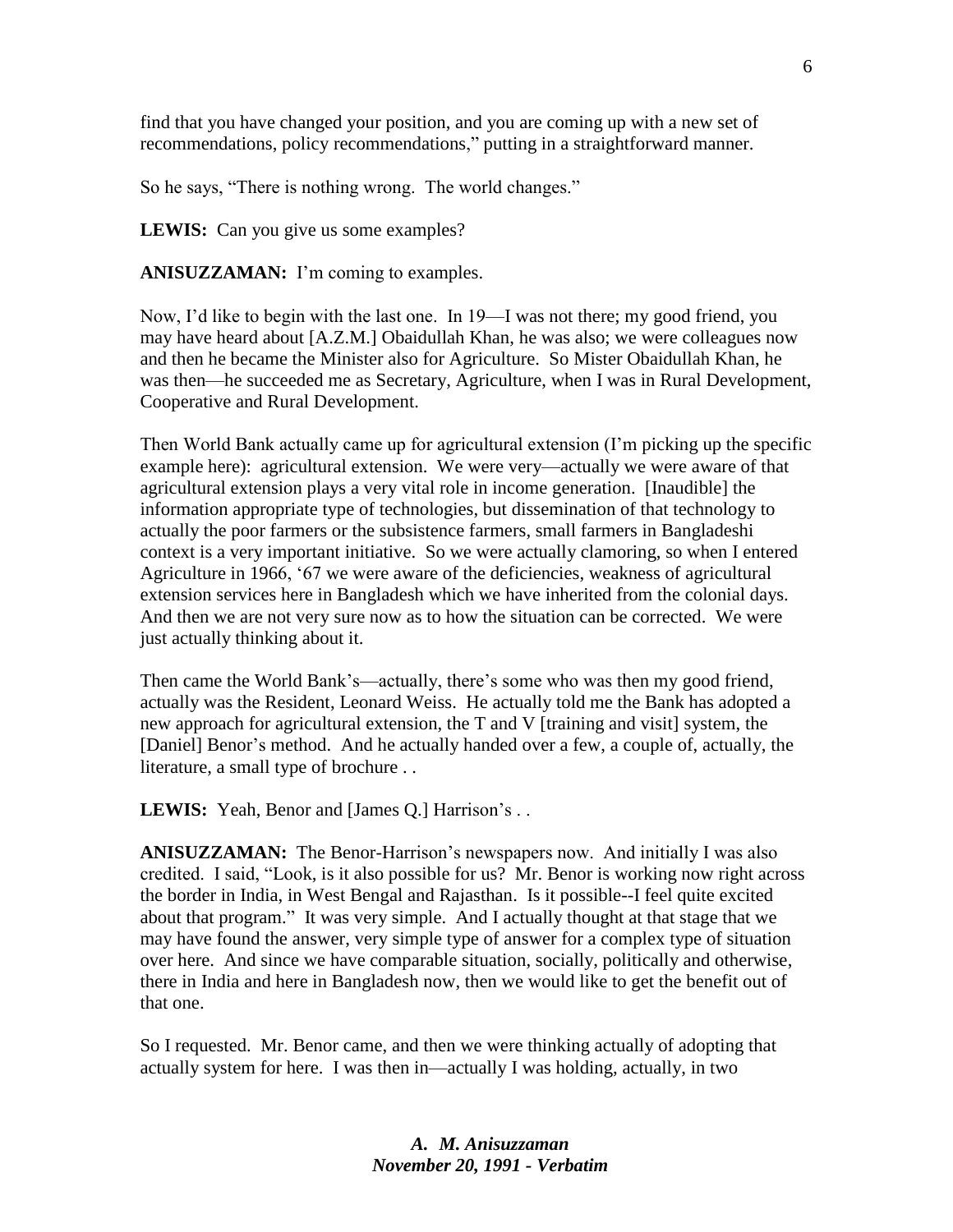find that you have changed your position, and you are coming up with a new set of recommendations, policy recommendations," putting in a straightforward manner.

So he says, "There is nothing wrong. The world changes."

**LEWIS:** Can you give us some examples?

**ANISUZZAMAN:** I'm coming to examples.

Now, I'd like to begin with the last one. In 19—I was not there; my good friend, you may have heard about [A.Z.M.] Obaidullah Khan, he was also; we were colleagues now and then he became the Minister also for Agriculture. So Mister Obaidullah Khan, he was then—he succeeded me as Secretary, Agriculture, when I was in Rural Development, Cooperative and Rural Development.

Then World Bank actually came up for agricultural extension (I'm picking up the specific example here): agricultural extension. We were very—actually we were aware of that agricultural extension plays a very vital role in income generation. [Inaudible] the information appropriate type of technologies, but dissemination of that technology to actually the poor farmers or the subsistence farmers, small farmers in Bangladeshi context is a very important initiative. So we were actually clamoring, so when I entered Agriculture in 1966, '67 we were aware of the deficiencies, weakness of agricultural extension services here in Bangladesh which we have inherited from the colonial days. And then we are not very sure now as to how the situation can be corrected. We were just actually thinking about it.

Then came the World Bank's—actually, there's some who was then my good friend, actually was the Resident, Leonard Weiss. He actually told me the Bank has adopted a new approach for agricultural extension, the T and V [training and visit] system, the [Daniel] Benor's method. And he actually handed over a few, a couple of, actually, the literature, a small type of brochure . .

**LEWIS:** Yeah, Benor and [James Q.] Harrison's . .

**ANISUZZAMAN:** The Benor-Harrison's newspapers now. And initially I was also credited. I said, "Look, is it also possible for us? Mr. Benor is working now right across the border in India, in West Bengal and Rajasthan. Is it possible--I feel quite excited about that program." It was very simple. And I actually thought at that stage that we may have found the answer, very simple type of answer for a complex type of situation over here. And since we have comparable situation, socially, politically and otherwise, there in India and here in Bangladesh now, then we would like to get the benefit out of that one.

So I requested. Mr. Benor came, and then we were thinking actually of adopting that actually system for here. I was then in—actually I was holding, actually, in two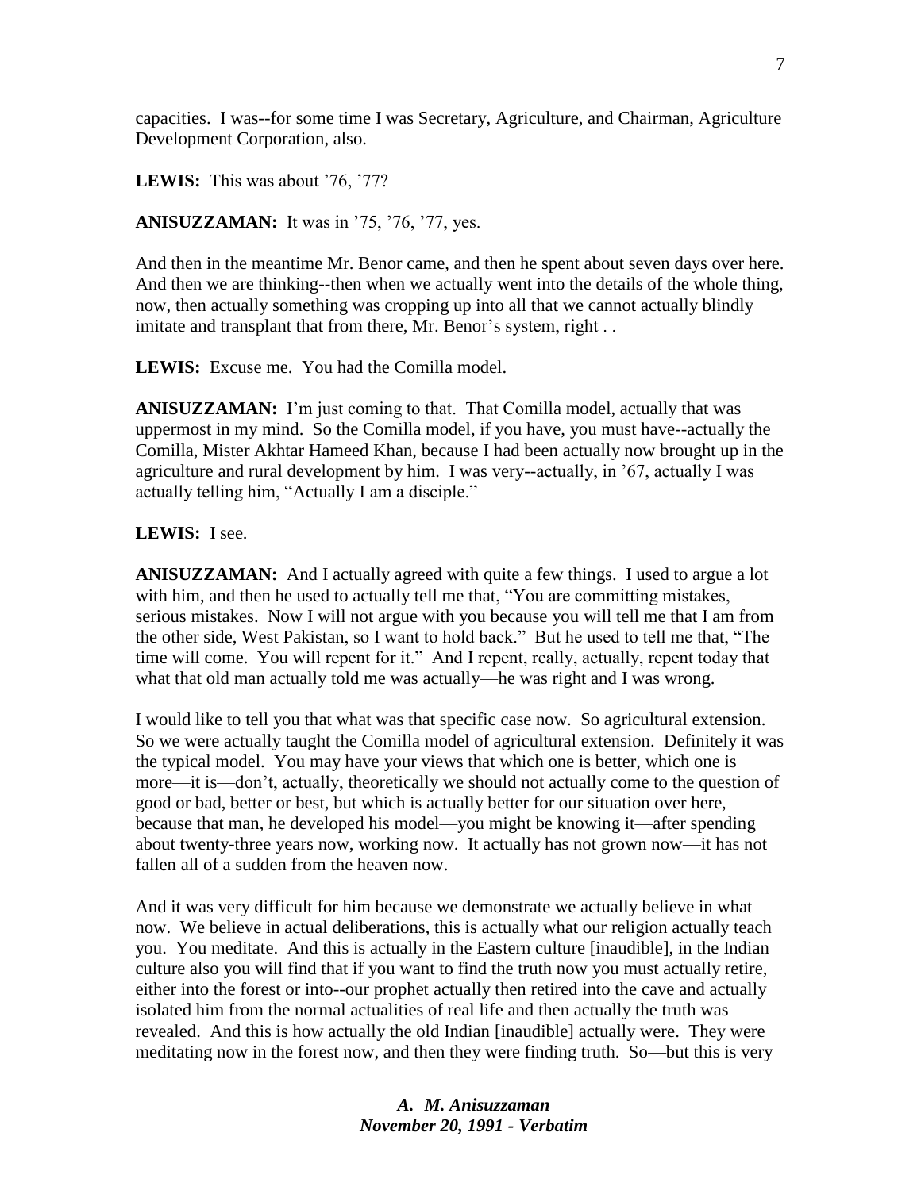capacities. I was--for some time I was Secretary, Agriculture, and Chairman, Agriculture Development Corporation, also.

**LEWIS:** This was about '76, '77?

**ANISUZZAMAN:** It was in '75, '76, '77, yes.

And then in the meantime Mr. Benor came, and then he spent about seven days over here. And then we are thinking--then when we actually went into the details of the whole thing, now, then actually something was cropping up into all that we cannot actually blindly imitate and transplant that from there, Mr. Benor's system, right . .

**LEWIS:** Excuse me. You had the Comilla model.

**ANISUZZAMAN:** I'm just coming to that. That Comilla model, actually that was uppermost in my mind. So the Comilla model, if you have, you must have--actually the Comilla, Mister Akhtar Hameed Khan, because I had been actually now brought up in the agriculture and rural development by him. I was very--actually, in '67, actually I was actually telling him, "Actually I am a disciple."

**LEWIS:** I see.

**ANISUZZAMAN:** And I actually agreed with quite a few things. I used to argue a lot with him, and then he used to actually tell me that, "You are committing mistakes, serious mistakes. Now I will not argue with you because you will tell me that I am from the other side, West Pakistan, so I want to hold back." But he used to tell me that, "The time will come. You will repent for it." And I repent, really, actually, repent today that what that old man actually told me was actually—he was right and I was wrong.

I would like to tell you that what was that specific case now. So agricultural extension. So we were actually taught the Comilla model of agricultural extension. Definitely it was the typical model. You may have your views that which one is better, which one is more—it is—don't, actually, theoretically we should not actually come to the question of good or bad, better or best, but which is actually better for our situation over here, because that man, he developed his model—you might be knowing it—after spending about twenty-three years now, working now. It actually has not grown now—it has not fallen all of a sudden from the heaven now.

And it was very difficult for him because we demonstrate we actually believe in what now. We believe in actual deliberations, this is actually what our religion actually teach you. You meditate. And this is actually in the Eastern culture [inaudible], in the Indian culture also you will find that if you want to find the truth now you must actually retire, either into the forest or into--our prophet actually then retired into the cave and actually isolated him from the normal actualities of real life and then actually the truth was revealed. And this is how actually the old Indian [inaudible] actually were. They were meditating now in the forest now, and then they were finding truth. So—but this is very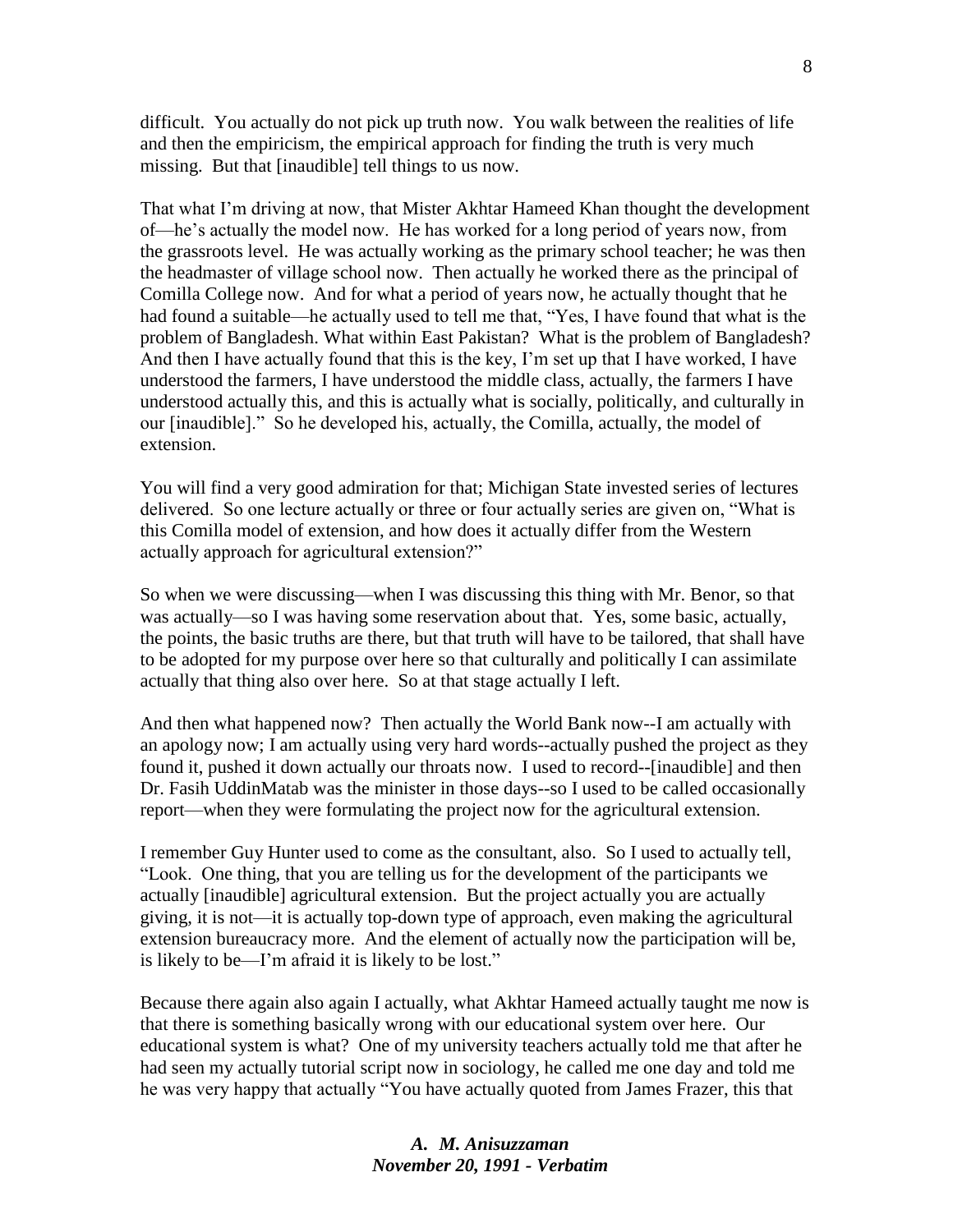difficult. You actually do not pick up truth now. You walk between the realities of life and then the empiricism, the empirical approach for finding the truth is very much missing. But that [inaudible] tell things to us now.

That what I'm driving at now, that Mister Akhtar Hameed Khan thought the development of—he's actually the model now. He has worked for a long period of years now, from the grassroots level. He was actually working as the primary school teacher; he was then the headmaster of village school now. Then actually he worked there as the principal of Comilla College now. And for what a period of years now, he actually thought that he had found a suitable—he actually used to tell me that, "Yes, I have found that what is the problem of Bangladesh. What within East Pakistan? What is the problem of Bangladesh? And then I have actually found that this is the key, I'm set up that I have worked, I have understood the farmers, I have understood the middle class, actually, the farmers I have understood actually this, and this is actually what is socially, politically, and culturally in our [inaudible]." So he developed his, actually, the Comilla, actually, the model of extension.

You will find a very good admiration for that; Michigan State invested series of lectures delivered. So one lecture actually or three or four actually series are given on, "What is this Comilla model of extension, and how does it actually differ from the Western actually approach for agricultural extension?"

So when we were discussing—when I was discussing this thing with Mr. Benor, so that was actually—so I was having some reservation about that. Yes, some basic, actually, the points, the basic truths are there, but that truth will have to be tailored, that shall have to be adopted for my purpose over here so that culturally and politically I can assimilate actually that thing also over here. So at that stage actually I left.

And then what happened now? Then actually the World Bank now--I am actually with an apology now; I am actually using very hard words--actually pushed the project as they found it, pushed it down actually our throats now. I used to record--[inaudible] and then Dr. Fasih UddinMatab was the minister in those days--so I used to be called occasionally report—when they were formulating the project now for the agricultural extension.

I remember Guy Hunter used to come as the consultant, also. So I used to actually tell, "Look. One thing, that you are telling us for the development of the participants we actually [inaudible] agricultural extension. But the project actually you are actually giving, it is not—it is actually top-down type of approach, even making the agricultural extension bureaucracy more. And the element of actually now the participation will be, is likely to be—I'm afraid it is likely to be lost."

Because there again also again I actually, what Akhtar Hameed actually taught me now is that there is something basically wrong with our educational system over here. Our educational system is what? One of my university teachers actually told me that after he had seen my actually tutorial script now in sociology, he called me one day and told me he was very happy that actually "You have actually quoted from James Frazer, this that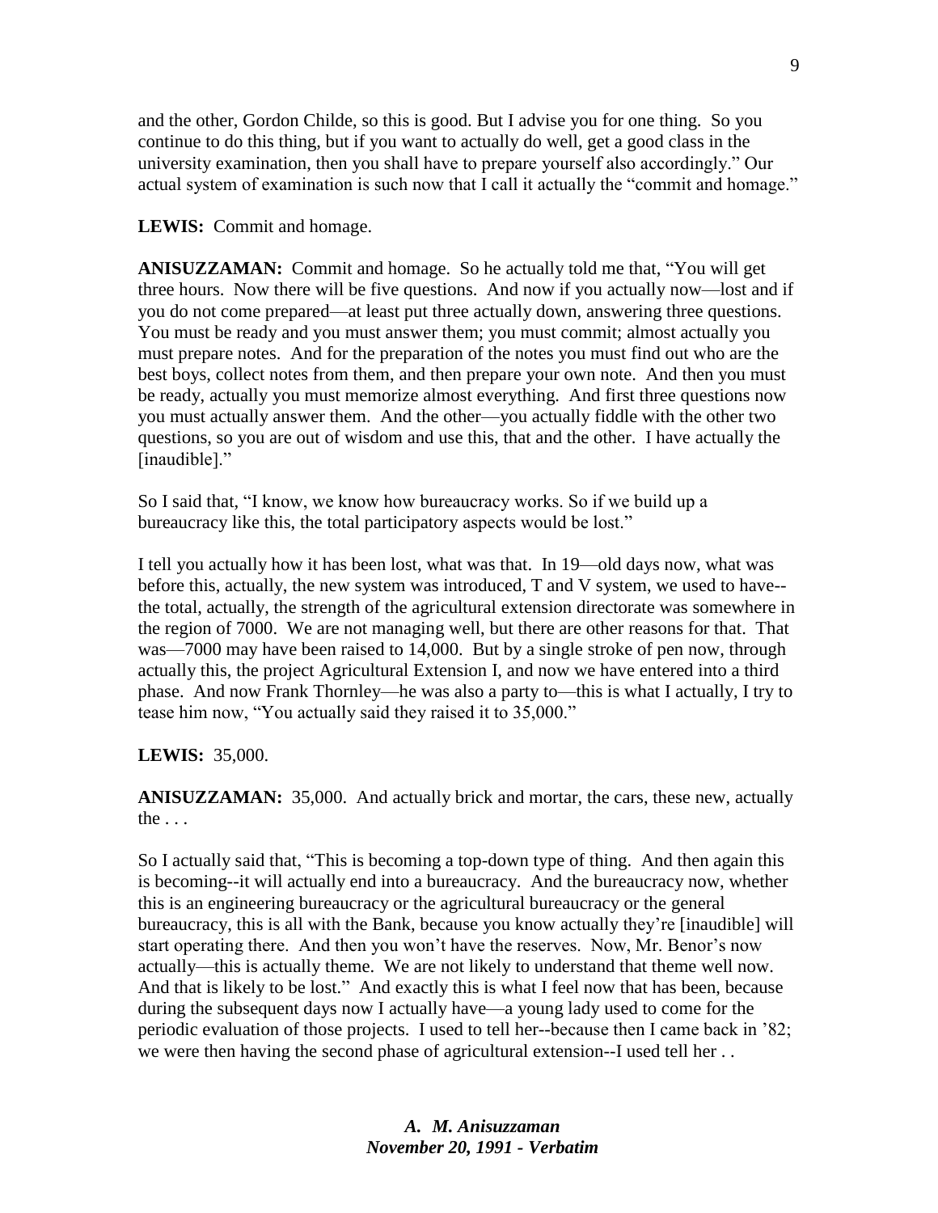and the other, Gordon Childe, so this is good. But I advise you for one thing. So you continue to do this thing, but if you want to actually do well, get a good class in the university examination, then you shall have to prepare yourself also accordingly." Our actual system of examination is such now that I call it actually the "commit and homage."

**LEWIS:** Commit and homage.

**ANISUZZAMAN:** Commit and homage. So he actually told me that, "You will get three hours. Now there will be five questions. And now if you actually now—lost and if you do not come prepared—at least put three actually down, answering three questions. You must be ready and you must answer them; you must commit; almost actually you must prepare notes. And for the preparation of the notes you must find out who are the best boys, collect notes from them, and then prepare your own note. And then you must be ready, actually you must memorize almost everything. And first three questions now you must actually answer them. And the other—you actually fiddle with the other two questions, so you are out of wisdom and use this, that and the other. I have actually the [inaudible]."

So I said that, "I know, we know how bureaucracy works. So if we build up a bureaucracy like this, the total participatory aspects would be lost."

I tell you actually how it has been lost, what was that. In 19—old days now, what was before this, actually, the new system was introduced, T and V system, we used to have--the total, actually, the strength of the agricultural extension directorate was somewhere in the region of 7000. We are not managing well, but there are other reasons for that. That was—7000 may have been raised to 14,000. But by a single stroke of pen now, through actually this, the project Agricultural Extension I, and now we have entered into a third phase. And now Frank Thornley—he was also a party to—this is what I actually, I try to tease him now, "You actually said they raised it to 35,000."

**LEWIS:** 35,000.

**ANISUZZAMAN:** 35,000. And actually brick and mortar, the cars, these new, actually the . . .

So I actually said that, "This is becoming a top-down type of thing. And then again this is becoming--it will actually end into a bureaucracy. And the bureaucracy now, whether this is an engineering bureaucracy or the agricultural bureaucracy or the general bureaucracy, this is all with the Bank, because you know actually they're [inaudible] will start operating there. And then you won't have the reserves. Now, Mr. Benor's now actually—this is actually theme. We are not likely to understand that theme well now. And that is likely to be lost." And exactly this is what I feel now that has been, because during the subsequent days now I actually have—a young lady used to come for the periodic evaluation of those projects. I used to tell her--because then I came back in '82; we were then having the second phase of agricultural extension--I used tell her . .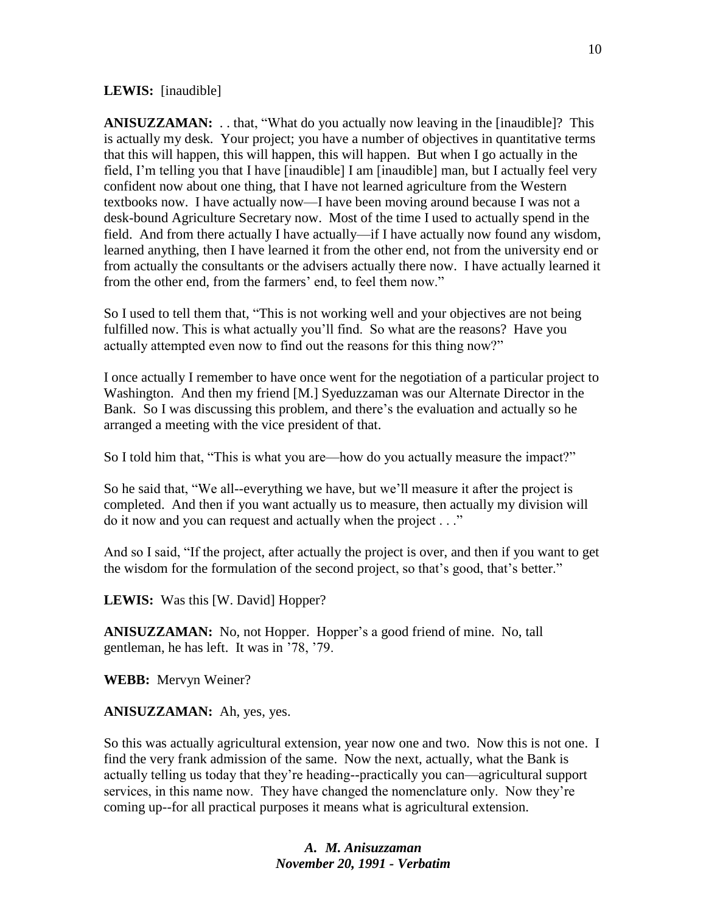**LEWIS:** [inaudible]

**ANISUZZAMAN:** . . that, “What do you actually now leaving in the [inaudible]? This is actually my desk. Your project; you have a number of objectives in quantitative terms that this will happen, this will happen, this will happen. But when I go actually in the field, I’m telling you that I have [inaudible] I am [inaudible] man, but I actually feel very confident now about one thing, that I have not learned agriculture from the Western textbooks now. I have actually now—I have been moving around because I was not a desk-bound Agriculture Secretary now. Most of the time I used to actually spend in the field. And from there actually I have actually—if I have actually now found any wisdom, learned anything, then I have learned it from the other end, not from the university end or from actually the consultants or the advisers actually there now. I have actually learned it from the other end, from the farmers’ end, to feel them now.”

So I used to tell them that, “This is not working well and your objectives are not being fulfilled now. This is what actually you’ll find. So what are the reasons? Have you actually attempted even now to find out the reasons for this thing now?”

I once actually I remember to have once went for the negotiation of a particular project to Washington. And then my friend [M.] Syeduzzaman was our Alternate Director in the Bank. So I was discussing this problem, and there’s the evaluation and actually so he arranged a meeting with the vice president of that.

So I told him that, “This is what you are—how do you actually measure the impact?”

So he said that, “We all--everything we have, but we’ll measure it after the project is completed. And then if you want actually us to measure, then actually my division will do it now and you can request and actually when the project . . .”

And so I said, “If the project, after actually the project is over, and then if you want to get the wisdom for the formulation of the second project, so that’s good, that’s better.”

**LEWIS:** Was this [W. David] Hopper?

**ANISUZZAMAN:** No, not Hopper. Hopper’s a good friend of mine. No, tall gentleman, he has left. It was in ’78, ’79.

**WEBB:** Mervyn Weiner?

**ANISUZZAMAN:** Ah, yes, yes.

So this was actually agricultural extension, year now one and two. Now this is not one. I find the very frank admission of the same. Now the next, actually, what the Bank is actually telling us today that they’re heading--practically you can—agricultural support services, in this name now. They have changed the nomenclature only. Now they’re coming up--for all practical purposes it means what is agricultural extension.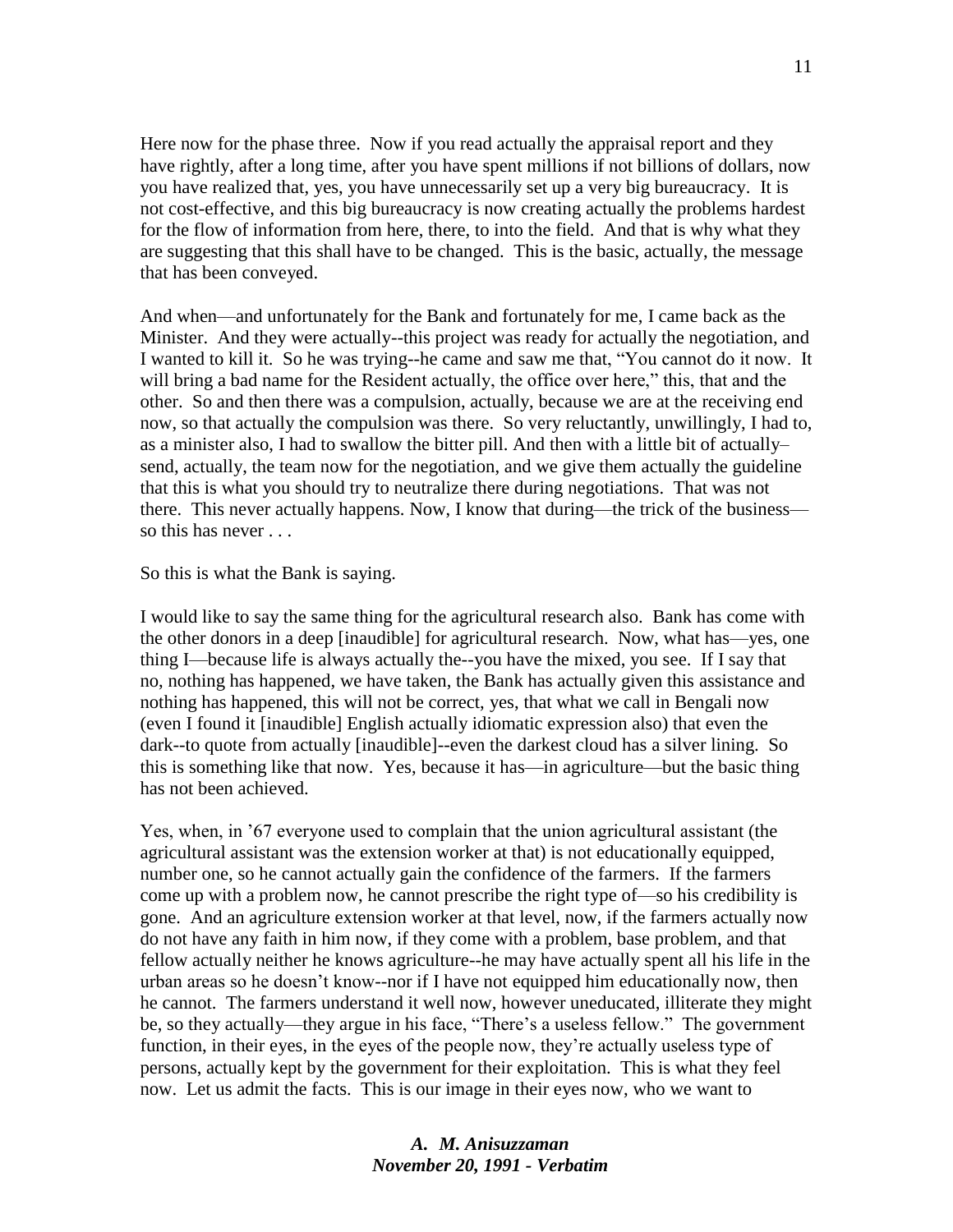Here now for the phase three. Now if you read actually the appraisal report and they have rightly, after a long time, after you have spent millions if not billions of dollars, now you have realized that, yes, you have unnecessarily set up a very big bureaucracy. It is not cost-effective, and this big bureaucracy is now creating actually the problems hardest for the flow of information from here, there, to into the field. And that is why what they are suggesting that this shall have to be changed. This is the basic, actually, the message that has been conveyed.

And when—and unfortunately for the Bank and fortunately for me, I came back as the Minister. And they were actually--this project was ready for actually the negotiation, and I wanted to kill it. So he was trying--he came and saw me that, "You cannot do it now. It will bring a bad name for the Resident actually, the office over here," this, that and the other. So and then there was a compulsion, actually, because we are at the receiving end now, so that actually the compulsion was there. So very reluctantly, unwillingly, I had to, as a minister also, I had to swallow the bitter pill. And then with a little bit of actually–send, actually, the team now for the negotiation, and we give them actually the guideline that this is what you should try to neutralize there during negotiations. That was not there. This never actually happens. Now, I know that during—the trick of the business—so this has never . . .

So this is what the Bank is saying.

I would like to say the same thing for the agricultural research also. Bank has come with the other donors in a deep [inaudible] for agricultural research. Now, what has—yes, one thing I—because life is always actually the--you have the mixed, you see. If I say that no, nothing has happened, we have taken, the Bank has actually given this assistance and nothing has happened, this will not be correct, yes, that what we call in Bengali now (even I found it [inaudible] English actually idiomatic expression also) that even the dark--to quote from actually [inaudible]--even the darkest cloud has a silver lining. So this is something like that now. Yes, because it has—in agriculture—but the basic thing has not been achieved.

Yes, when, in '67 everyone used to complain that the union agricultural assistant (the agricultural assistant was the extension worker at that) is not educationally equipped, number one, so he cannot actually gain the confidence of the farmers. If the farmers come up with a problem now, he cannot prescribe the right type of—so his credibility is gone. And an agriculture extension worker at that level, now, if the farmers actually now do not have any faith in him now, if they come with a problem, base problem, and that fellow actually neither he knows agriculture--he may have actually spent all his life in the urban areas so he doesn't know--nor if I have not equipped him educationally now, then he cannot. The farmers understand it well now, however uneducated, illiterate they might be, so they actually—they argue in his face, "There's a useless fellow." The government function, in their eyes, in the eyes of the people now, they're actually useless type of persons, actually kept by the government for their exploitation. This is what they feel now. Let us admit the facts. This is our image in their eyes now, who we want to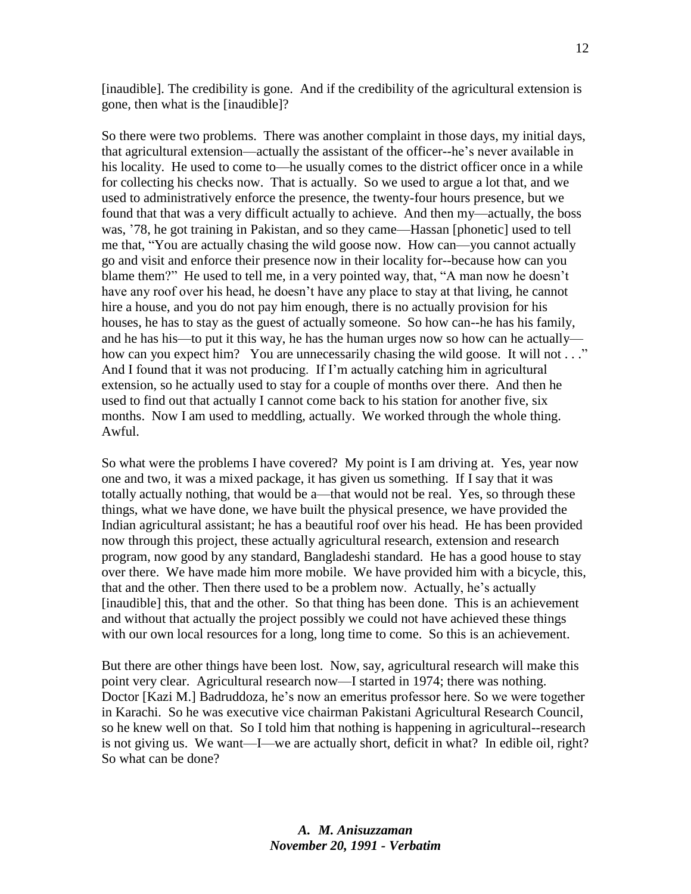[inaudible]. The credibility is gone. And if the credibility of the agricultural extension is gone, then what is the [inaudible]?

So there were two problems. There was another complaint in those days, my initial days, that agricultural extension—actually the assistant of the officer--he's never available in his locality. He used to come to—he usually comes to the district officer once in a while for collecting his checks now. That is actually. So we used to argue a lot that, and we used to administratively enforce the presence, the twenty-four hours presence, but we found that that was a very difficult actually to achieve. And then my—actually, the boss was, '78, he got training in Pakistan, and so they came—Hassan [phonetic] used to tell me that, "You are actually chasing the wild goose now. How can—you cannot actually go and visit and enforce their presence now in their locality for--because how can you blame them?" He used to tell me, in a very pointed way, that, "A man now he doesn't have any roof over his head, he doesn't have any place to stay at that living, he cannot hire a house, and you do not pay him enough, there is no actually provision for his houses, he has to stay as the guest of actually someone. So how can--he has his family, and he has his—to put it this way, he has the human urges now so how can he actually—how can you expect him? You are unnecessarily chasing the wild goose. It will not . . ." And I found that it was not producing. If I'm actually catching him in agricultural extension, so he actually used to stay for a couple of months over there. And then he used to find out that actually I cannot come back to his station for another five, six months. Now I am used to meddling, actually. We worked through the whole thing. Awful.

So what were the problems I have covered? My point is I am driving at. Yes, year now one and two, it was a mixed package, it has given us something. If I say that it was totally actually nothing, that would be a—that would not be real. Yes, so through these things, what we have done, we have built the physical presence, we have provided the Indian agricultural assistant; he has a beautiful roof over his head. He has been provided now through this project, these actually agricultural research, extension and research program, now good by any standard, Bangladeshi standard. He has a good house to stay over there. We have made him more mobile. We have provided him with a bicycle, this, that and the other. Then there used to be a problem now. Actually, he's actually [inaudible] this, that and the other. So that thing has been done. This is an achievement and without that actually the project possibly we could not have achieved these things with our own local resources for a long, long time to come. So this is an achievement.

But there are other things have been lost. Now, say, agricultural research will make this point very clear. Agricultural research now—I started in 1974; there was nothing. Doctor [Kazi M.] Badruddoza, he's now an emeritus professor here. So we were together in Karachi. So he was executive vice chairman Pakistani Agricultural Research Council, so he knew well on that. So I told him that nothing is happening in agricultural--research is not giving us. We want—I—we are actually short, deficit in what? In edible oil, right? So what can be done?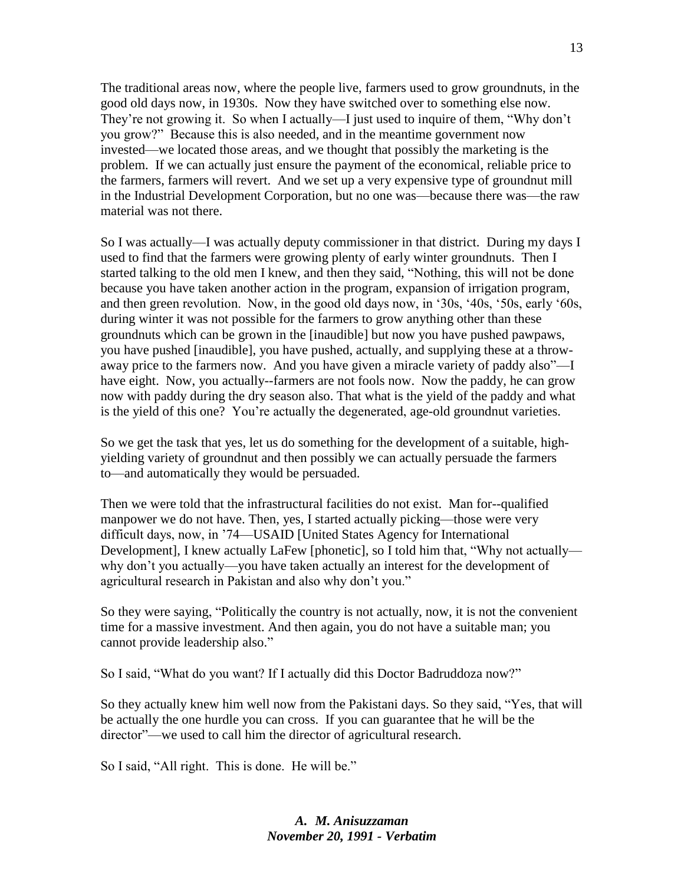The traditional areas now, where the people live, farmers used to grow groundnuts, in the good old days now, in 1930s. Now they have switched over to something else now. They're not growing it. So when I actually—I just used to inquire of them, "Why don't you grow?" Because this is also needed, and in the meantime government now invested—we located those areas, and we thought that possibly the marketing is the problem. If we can actually just ensure the payment of the economical, reliable price to the farmers, farmers will revert. And we set up a very expensive type of groundnut mill in the Industrial Development Corporation, but no one was—because there was—the raw material was not there.

So I was actually—I was actually deputy commissioner in that district. During my days I used to find that the farmers were growing plenty of early winter groundnuts. Then I started talking to the old men I knew, and then they said, "Nothing, this will not be done because you have taken another action in the program, expansion of irrigation program, and then green revolution. Now, in the good old days now, in '30s, '40s, '50s, early '60s, during winter it was not possible for the farmers to grow anything other than these groundnuts which can be grown in the [inaudible] but now you have pushed pawpaws, you have pushed [inaudible], you have pushed, actually, and supplying these at a throw-away price to the farmers now. And you have given a miracle variety of paddy also"—I have eight. Now, you actually--farmers are not fools now. Now the paddy, he can grow now with paddy during the dry season also. That what is the yield of the paddy and what is the yield of this one? You're actually the degenerated, age-old groundnut varieties.

So we get the task that yes, let us do something for the development of a suitable, high-yielding variety of groundnut and then possibly we can actually persuade the farmers to—and automatically they would be persuaded.

Then we were told that the infrastructural facilities do not exist. Man for--qualified manpower we do not have. Then, yes, I started actually picking—those were very difficult days, now, in '74—USAID [United States Agency for International Development], I knew actually LaFew [phonetic], so I told him that, "Why not actually—why don't you actually—you have taken actually an interest for the development of agricultural research in Pakistan and also why don't you."

So they were saying, "Politically the country is not actually, now, it is not the convenient time for a massive investment. And then again, you do not have a suitable man; you cannot provide leadership also."

So I said, "What do you want? If I actually did this Doctor Badruddoza now?"

So they actually knew him well now from the Pakistani days. So they said, "Yes, that will be actually the one hurdle you can cross. If you can guarantee that he will be the director"—we used to call him the director of agricultural research.

So I said, "All right. This is done. He will be."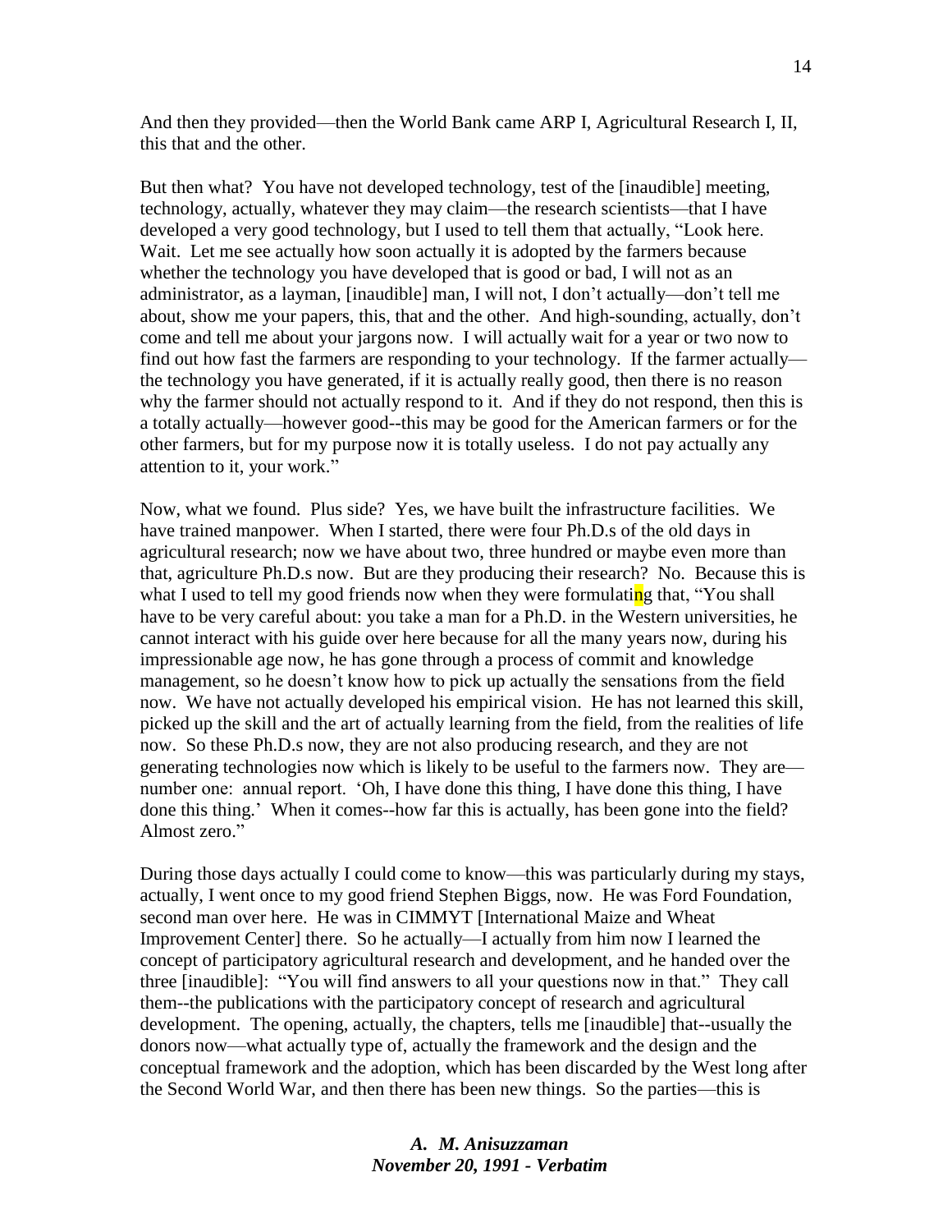And then they provided—then the World Bank came ARP I, Agricultural Research I, II, this that and the other.

But then what? You have not developed technology, test of the [inaudible] meeting, technology, actually, whatever they may claim—the research scientists—that I have developed a very good technology, but I used to tell them that actually, "Look here. Wait. Let me see actually how soon actually it is adopted by the farmers because whether the technology you have developed that is good or bad, I will not as an administrator, as a layman, [inaudible] man, I will not, I don't actually—don't tell me about, show me your papers, this, that and the other. And high-sounding, actually, don't come and tell me about your jargons now. I will actually wait for a year or two now to find out how fast the farmers are responding to your technology. If the farmer actually—the technology you have generated, if it is actually really good, then there is no reason why the farmer should not actually respond to it. And if they do not respond, then this is a totally actually—however good--this may be good for the American farmers or for the other farmers, but for my purpose now it is totally useless. I do not pay actually any attention to it, your work."

Now, what we found. Plus side? Yes, we have built the infrastructure facilities. We have trained manpower. When I started, there were four Ph.D.s of the old days in agricultural research; now we have about two, three hundred or maybe even more than that, agriculture Ph.D.s now. But are they producing their research? No. Because this is what I used to tell my good friends now when they were formulating that, "You shall have to be very careful about: you take a man for a Ph.D. in the Western universities, he cannot interact with his guide over here because for all the many years now, during his impressionable age now, he has gone through a process of commit and knowledge management, so he doesn't know how to pick up actually the sensations from the field now. We have not actually developed his empirical vision. He has not learned this skill, picked up the skill and the art of actually learning from the field, from the realities of life now. So these Ph.D.s now, they are not also producing research, and they are not generating technologies now which is likely to be useful to the farmers now. They are—number one: annual report. 'Oh, I have done this thing, I have done this thing, I have done this thing.' When it comes--how far this is actually, has been gone into the field? Almost zero."

During those days actually I could come to know—this was particularly during my stays, actually, I went once to my good friend Stephen Biggs, now. He was Ford Foundation, second man over here. He was in CIMMYT [International Maize and Wheat Improvement Center] there. So he actually—I actually from him now I learned the concept of participatory agricultural research and development, and he handed over the three [inaudible]: "You will find answers to all your questions now in that." They call them--the publications with the participatory concept of research and agricultural development. The opening, actually, the chapters, tells me [inaudible] that--usually the donors now—what actually type of, actually the framework and the design and the conceptual framework and the adoption, which has been discarded by the West long after the Second World War, and then there has been new things. So the parties—this is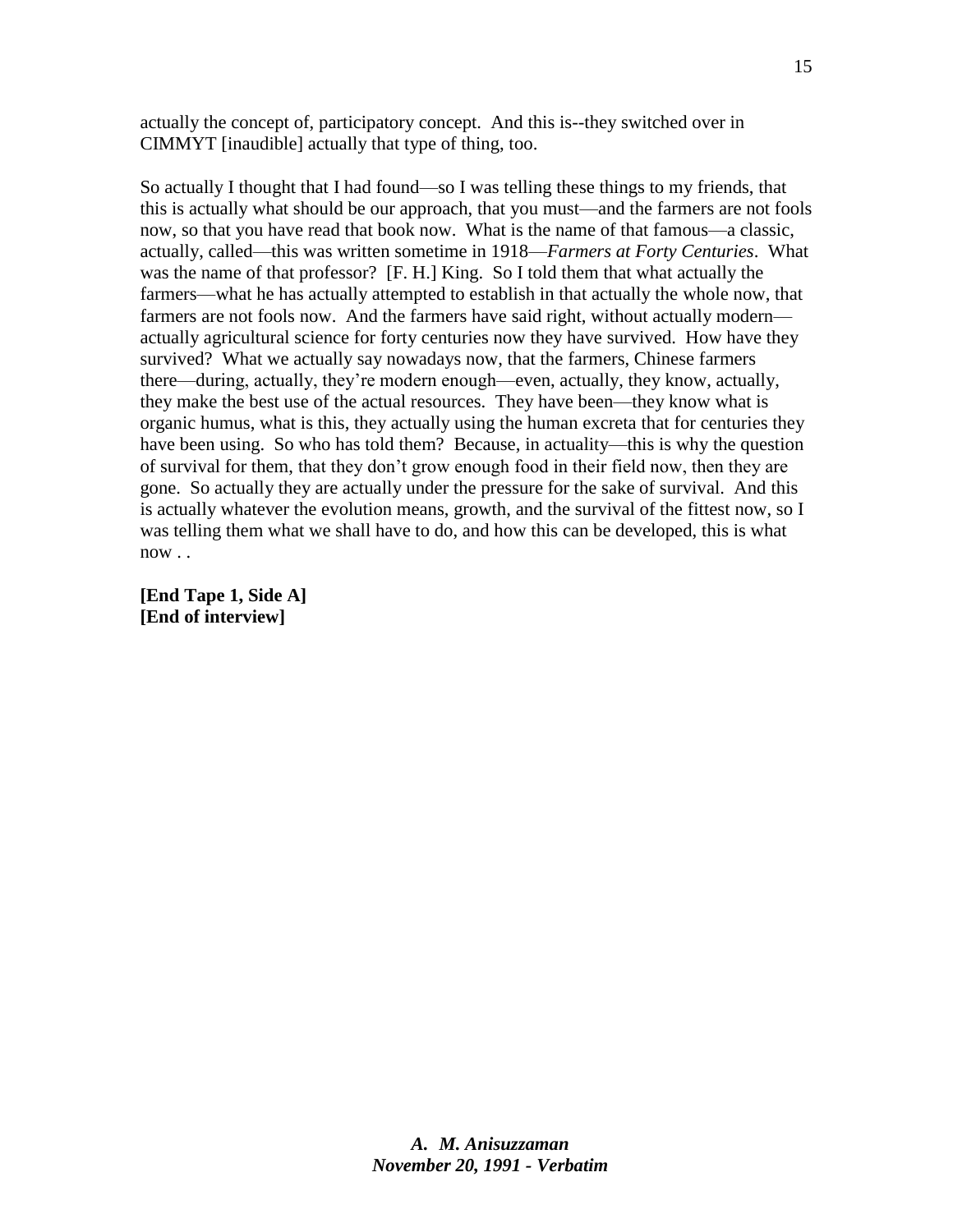actually the concept of, participatory concept. And this is--they switched over in CIMMYT [inaudible] actually that type of thing, too.

So actually I thought that I had found—so I was telling these things to my friends, that this is actually what should be our approach, that you must—and the farmers are not fools now, so that you have read that book now. What is the name of that famous—a classic, actually, called—this was written sometime in 1918—*Farmers at Forty Centuries*. What was the name of that professor? [F. H.] King. So I told them that what actually the farmers—what he has actually attempted to establish in that actually the whole now, that farmers are not fools now. And the farmers have said right, without actually modern—actually agricultural science for forty centuries now they have survived. How have they survived? What we actually say nowadays now, that the farmers, Chinese farmers there—during, actually, they're modern enough—even, actually, they know, actually, they make the best use of the actual resources. They have been—they know what is organic humus, what is this, they actually using the human excreta that for centuries they have been using. So who has told them? Because, in actuality—this is why the question of survival for them, that they don't grow enough food in their field now, then they are gone. So actually they are actually under the pressure for the sake of survival. And this is actually whatever the evolution means, growth, and the survival of the fittest now, so I was telling them what we shall have to do, and how this can be developed, this is what now . .

**[End Tape 1, Side A]**
**[End of interview]**